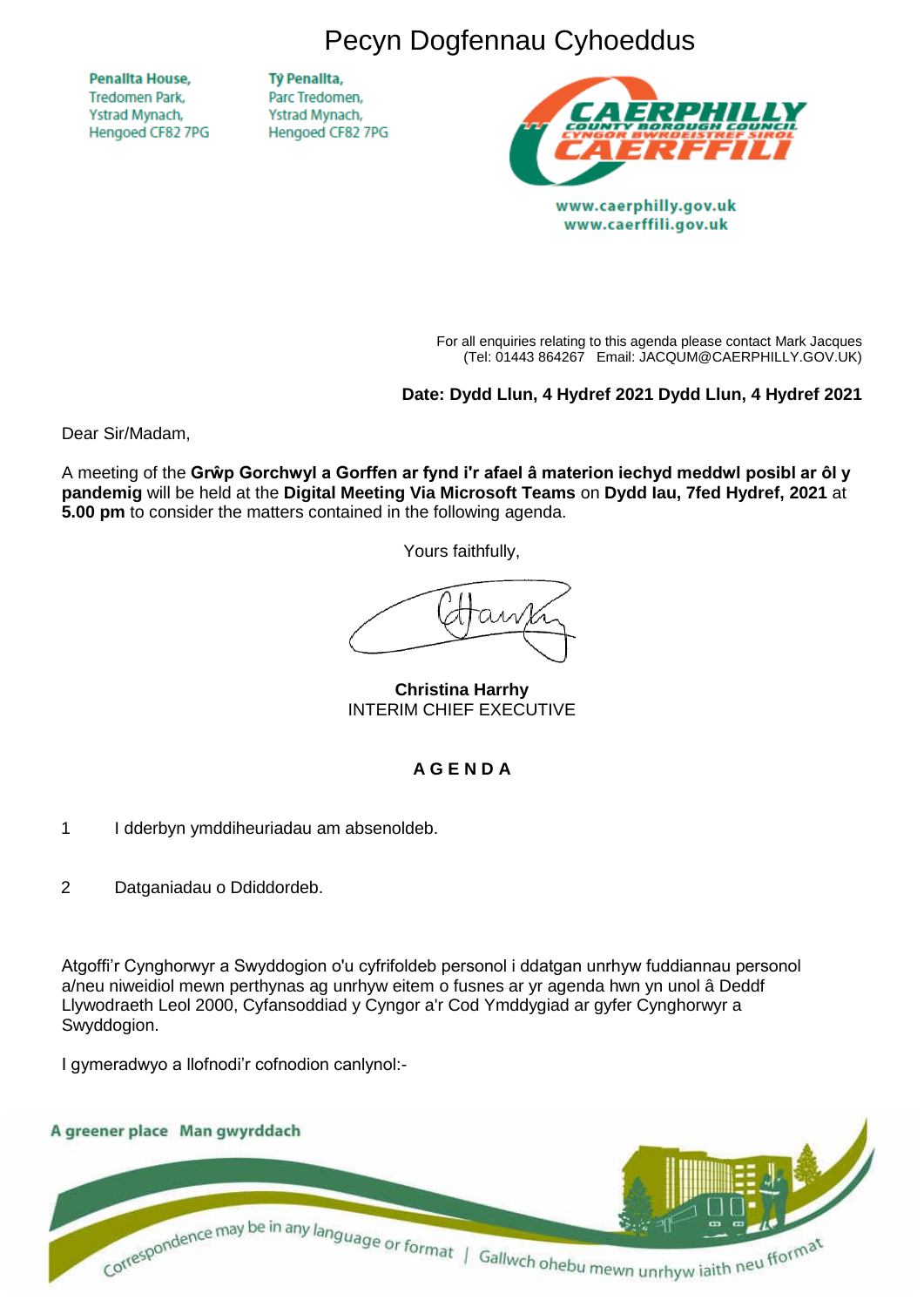# Pecyn Dogfennau Cyhoeddus

Penallta House,
Tredomen Park,
Ystrad Mynach,
Hengoed CF82 7PG

Tŷ Penallta,
Parc Tredomen,
Ystrad Mynach,
Hengoed CF82 7PG

www.caerphilly.gov.uk
www.caerffili.gov.uk

For all enquiries relating to this agenda please contact Mark Jacques
(Tel: 01443 864267 Email: JACQUM@CAERPHILLY.GOV.UK)

**Date: Dydd Llun, 4 Hydref 2021 Dydd Llun, 4 Hydref 2021**

Dear Sir/Madam,

A meeting of the **Grŵp Gorchwyl a Gorffen ar fynd i'r afael â materion iechyd meddwl posibl ar ôl y pandemig** will be held at the **Digital Meeting Via Microsoft Teams** on **Dydd Iau, 7fed Hydref, 2021** at **5.00 pm** to consider the matters contained in the following agenda.

Yours faithfully,

**Christina Harrhy**
INTERIM CHIEF EXECUTIVE

## A G E N D A

1 I dderbyn ymddiheuriadau am absenoldeb.

2 Datganiadau o Ddiddordeb.

Atgoffi'r Cynghorwyr a Swyddogion o'u cyfrifoldeb personol i ddatgan unrhyw fuddiannau personol a/neu niweidiol mewn perthynas ag unrhyw eitem o fusnes ar yr agenda hwn yn unol â Deddf Llywodraeth Leol 2000, Cyfansoddiad y Cyngor a'r Cod Ymddygiad ar gyfer Cynghorwyr a Swyddogion.

I gymeradwyo a llofnodi'r cofnodion canlynol:-

A greener place Man gwyrddach

Correspondence may be in any language or format | Gallwch ohebu mewn unrhyw iaith neu fformat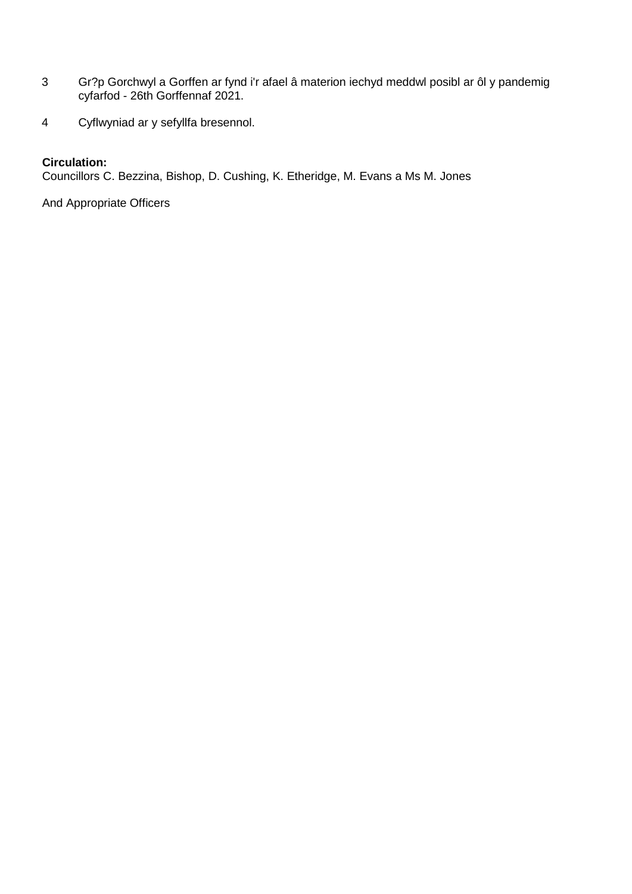3. Gr?p Gorchwyl a Gorffen ar fynd i'r afael â materion iechyd meddwl posibl ar ôl y pandemig cyfarfod - 26th Gorffennaf 2021.

4. Cyflwyniad ar y sefyllfa bresennol.

**Circulation:**
Councillors C. Bezzina, Bishop, D. Cushing, K. Etheridge, M. Evans a Ms M. Jones

And Appropriate Officers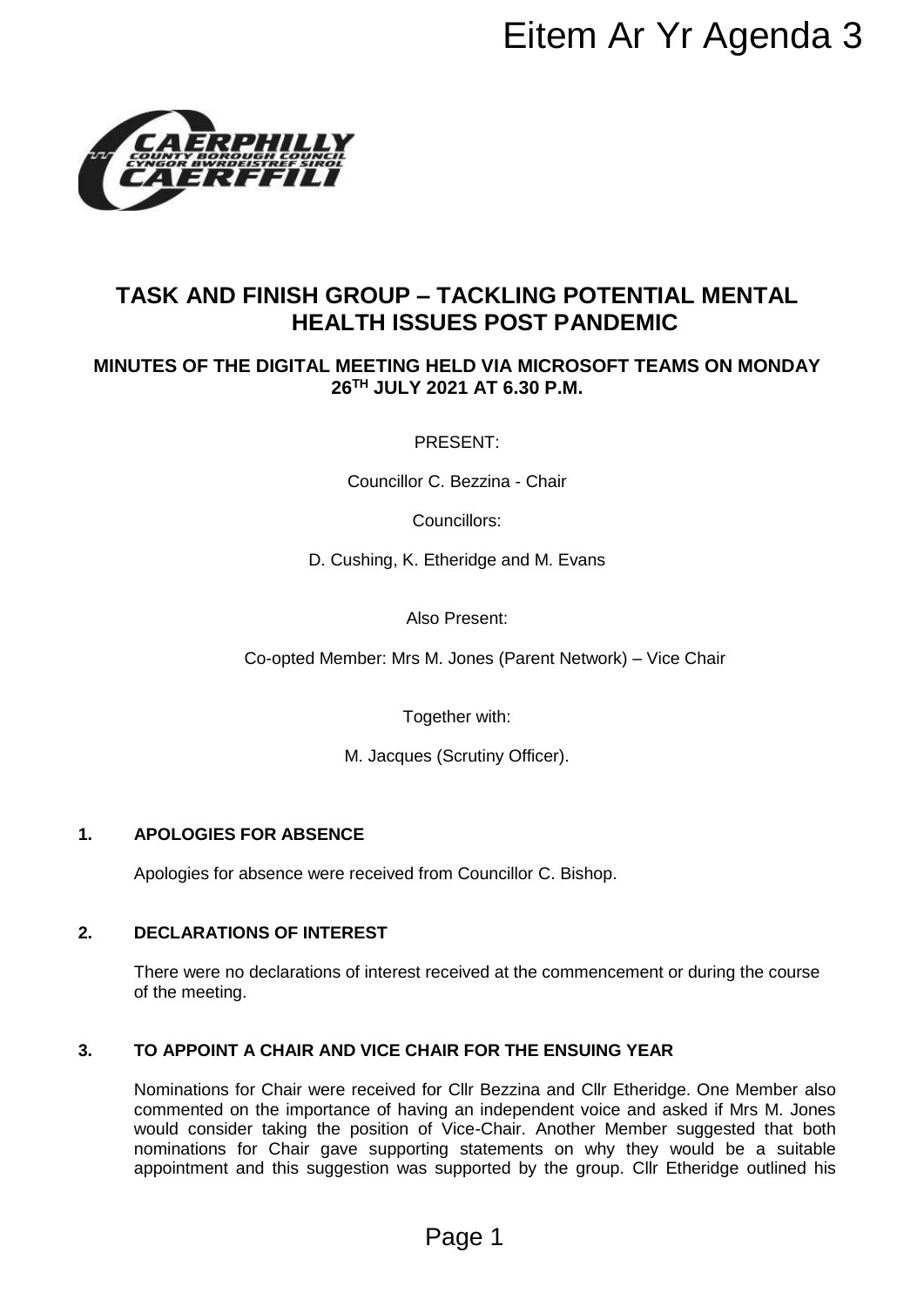Eitem Ar Yr Agenda 3

# TASK AND FINISH GROUP – TACKLING POTENTIAL MENTAL HEALTH ISSUES POST PANDEMIC

## MINUTES OF THE DIGITAL MEETING HELD VIA MICROSOFT TEAMS ON MONDAY 26TH JULY 2021 AT 6.30 P.M.

PRESENT:

Councillor C. Bezzina - Chair

Councillors:

D. Cushing, K. Etheridge and M. Evans

Also Present:

Co-opted Member: Mrs M. Jones (Parent Network) – Vice Chair

Together with:

M. Jacques (Scrutiny Officer).

### 1. APOLOGIES FOR ABSENCE

Apologies for absence were received from Councillor C. Bishop.

### 2. DECLARATIONS OF INTEREST

There were no declarations of interest received at the commencement or during the course of the meeting.

### 3. TO APPOINT A CHAIR AND VICE CHAIR FOR THE ENSUING YEAR

Nominations for Chair were received for Cllr Bezzina and Cllr Etheridge. One Member also commented on the importance of having an independent voice and asked if Mrs M. Jones would consider taking the position of Vice-Chair. Another Member suggested that both nominations for Chair gave supporting statements on why they would be a suitable appointment and this suggestion was supported by the group. Cllr Etheridge outlined his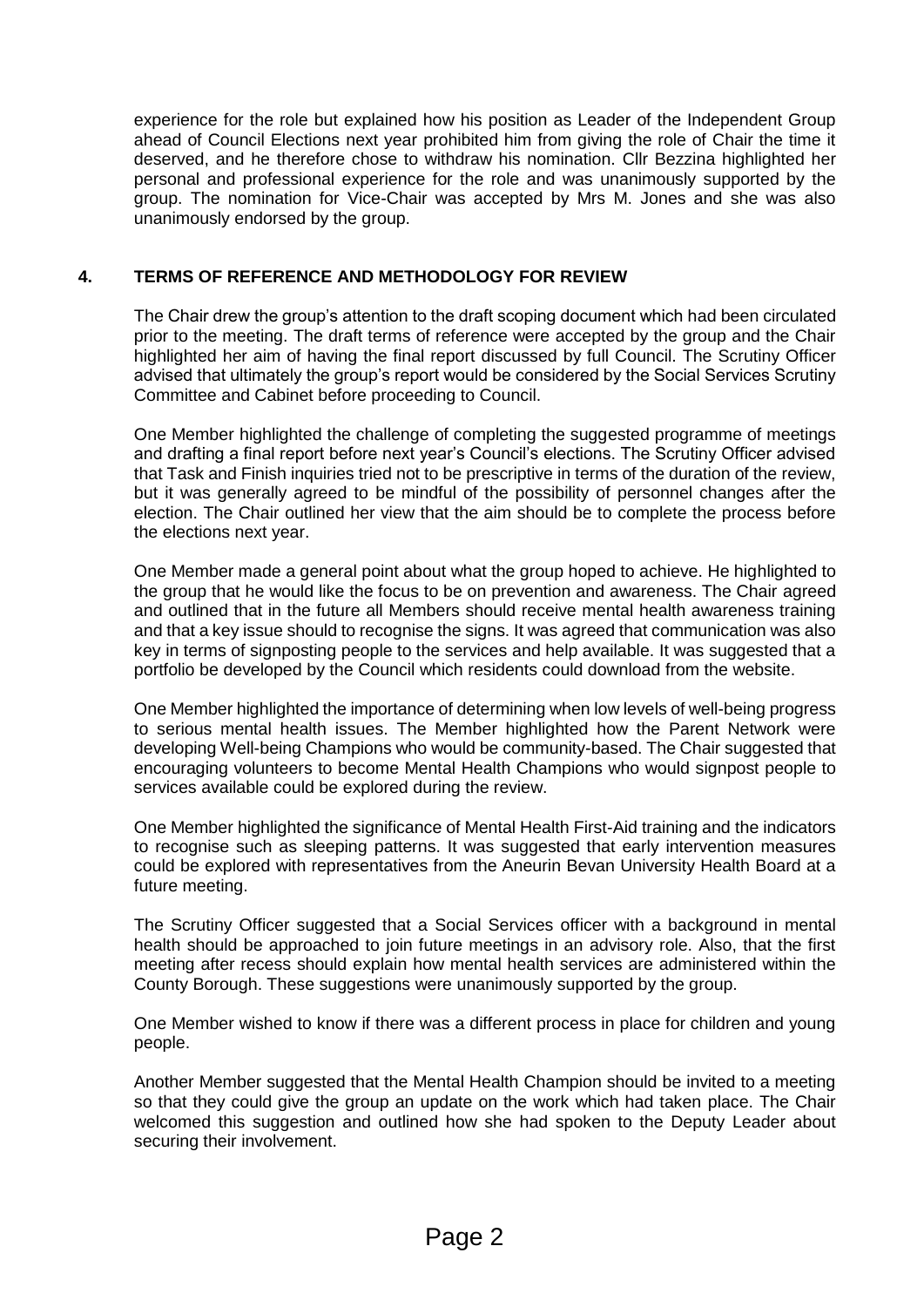experience for the role but explained how his position as Leader of the Independent Group ahead of Council Elections next year prohibited him from giving the role of Chair the time it deserved, and he therefore chose to withdraw his nomination. Cllr Bezzina highlighted her personal and professional experience for the role and was unanimously supported by the group. The nomination for Vice-Chair was accepted by Mrs M. Jones and she was also unanimously endorsed by the group.

## 4. TERMS OF REFERENCE AND METHODOLOGY FOR REVIEW

The Chair drew the group's attention to the draft scoping document which had been circulated prior to the meeting. The draft terms of reference were accepted by the group and the Chair highlighted her aim of having the final report discussed by full Council. The Scrutiny Officer advised that ultimately the group's report would be considered by the Social Services Scrutiny Committee and Cabinet before proceeding to Council.

One Member highlighted the challenge of completing the suggested programme of meetings and drafting a final report before next year's Council's elections. The Scrutiny Officer advised that Task and Finish inquiries tried not to be prescriptive in terms of the duration of the review, but it was generally agreed to be mindful of the possibility of personnel changes after the election. The Chair outlined her view that the aim should be to complete the process before the elections next year.

One Member made a general point about what the group hoped to achieve. He highlighted to the group that he would like the focus to be on prevention and awareness. The Chair agreed and outlined that in the future all Members should receive mental health awareness training and that a key issue should to recognise the signs. It was agreed that communication was also key in terms of signposting people to the services and help available. It was suggested that a portfolio be developed by the Council which residents could download from the website.

One Member highlighted the importance of determining when low levels of well-being progress to serious mental health issues. The Member highlighted how the Parent Network were developing Well-being Champions who would be community-based. The Chair suggested that encouraging volunteers to become Mental Health Champions who would signpost people to services available could be explored during the review.

One Member highlighted the significance of Mental Health First-Aid training and the indicators to recognise such as sleeping patterns. It was suggested that early intervention measures could be explored with representatives from the Aneurin Bevan University Health Board at a future meeting.

The Scrutiny Officer suggested that a Social Services officer with a background in mental health should be approached to join future meetings in an advisory role. Also, that the first meeting after recess should explain how mental health services are administered within the County Borough. These suggestions were unanimously supported by the group.

One Member wished to know if there was a different process in place for children and young people.

Another Member suggested that the Mental Health Champion should be invited to a meeting so that they could give the group an update on the work which had taken place. The Chair welcomed this suggestion and outlined how she had spoken to the Deputy Leader about securing their involvement.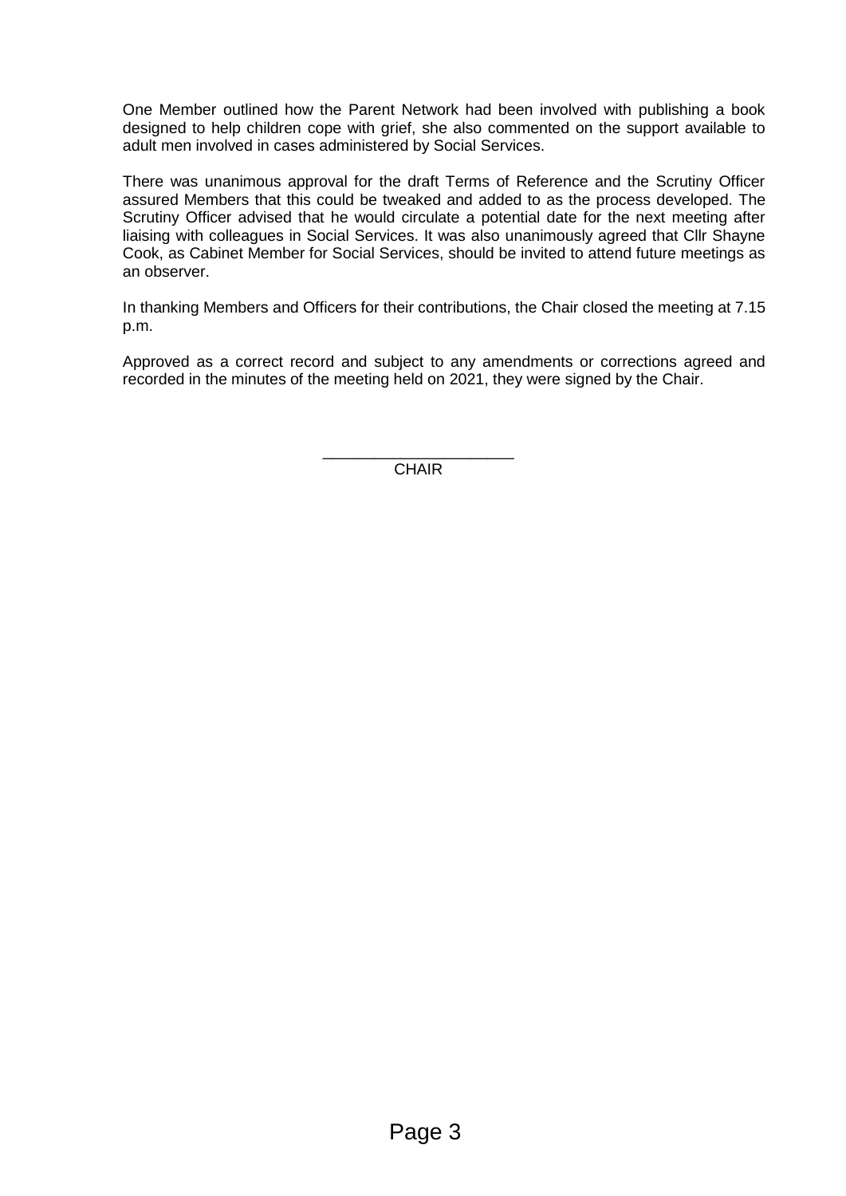One Member outlined how the Parent Network had been involved with publishing a book designed to help children cope with grief, she also commented on the support available to adult men involved in cases administered by Social Services.

There was unanimous approval for the draft Terms of Reference and the Scrutiny Officer assured Members that this could be tweaked and added to as the process developed. The Scrutiny Officer advised that he would circulate a potential date for the next meeting after liaising with colleagues in Social Services. It was also unanimously agreed that Cllr Shayne Cook, as Cabinet Member for Social Services, should be invited to attend future meetings as an observer.

In thanking Members and Officers for their contributions, the Chair closed the meeting at 7.15 p.m.

Approved as a correct record and subject to any amendments or corrections agreed and recorded in the minutes of the meeting held on 2021, they were signed by the Chair.

\_\_\_\_\_\_\_\_\_\_\_\_\_\_\_\_\_\_\_\_\_\_

CHAIR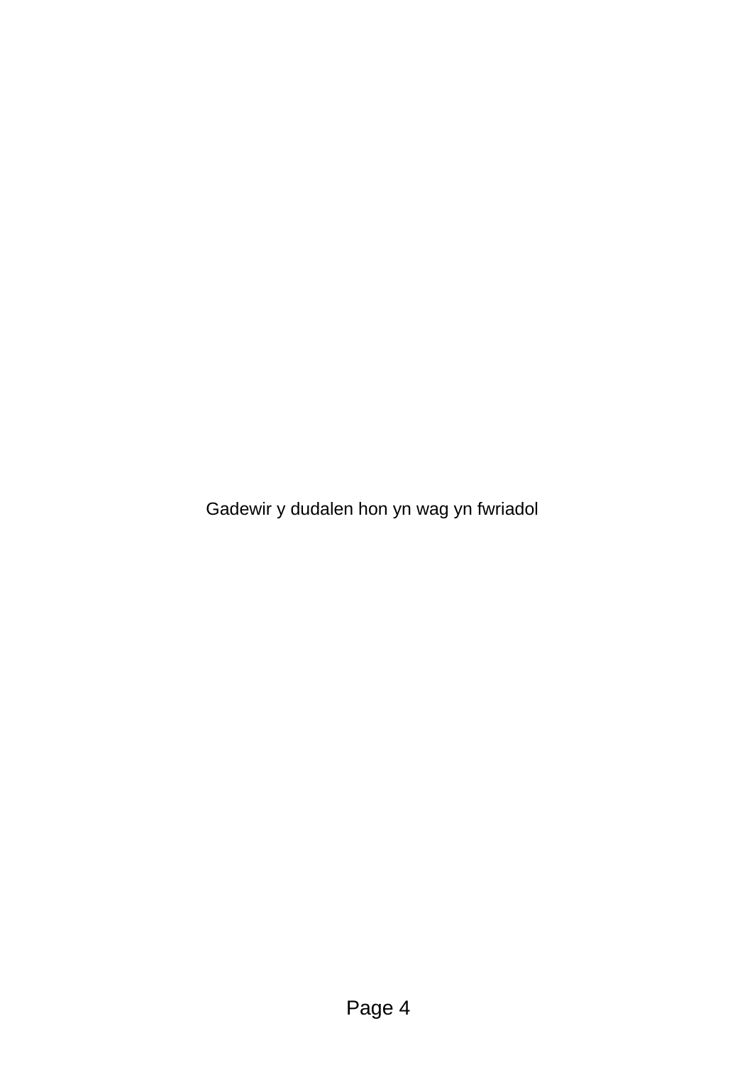Gadewir y dudalen hon yn wag yn fwriadol